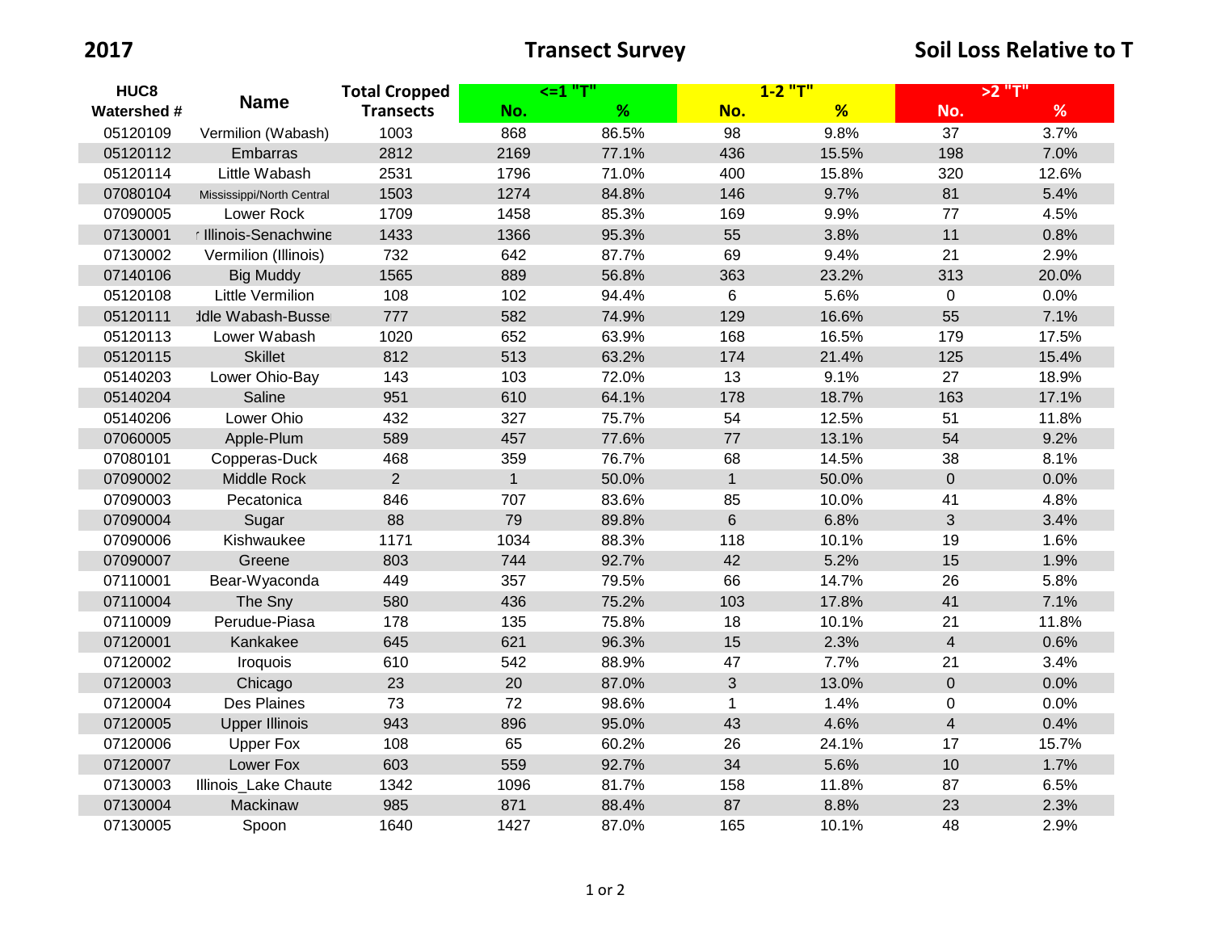# 2017 Transect Survey — Soil Loss Relative to T

| HUC8 Watershed # | Name | Total Cropped Transects | <=1 "T" | | 1-2 "T" | | >2 "T" | |
|---|---|---|---|---|---|---|---|---|
| | | | No. | % | No. | % | No. | % |
| 05120109 | Vermilion (Wabash) | 1003 | 868 | 86.5% | 98 | 9.8% | 37 | 3.7% |
| 05120112 | Embarras | 2812 | 2169 | 77.1% | 436 | 15.5% | 198 | 7.0% |
| 05120114 | Little Wabash | 2531 | 1796 | 71.0% | 400 | 15.8% | 320 | 12.6% |
| 07080104 | Mississippi/North Central | 1503 | 1274 | 84.8% | 146 | 9.7% | 81 | 5.4% |
| 07090005 | Lower Rock | 1709 | 1458 | 85.3% | 169 | 9.9% | 77 | 4.5% |
| 07130001 | r Illinois-Senachwine | 1433 | 1366 | 95.3% | 55 | 3.8% | 11 | 0.8% |
| 07130002 | Vermilion (Illinois) | 732 | 642 | 87.7% | 69 | 9.4% | 21 | 2.9% |
| 07140106 | Big Muddy | 1565 | 889 | 56.8% | 363 | 23.2% | 313 | 20.0% |
| 05120108 | Little Vermilion | 108 | 102 | 94.4% | 6 | 5.6% | 0 | 0.0% |
| 05120111 | ddle Wabash-Busse | 777 | 582 | 74.9% | 129 | 16.6% | 55 | 7.1% |
| 05120113 | Lower Wabash | 1020 | 652 | 63.9% | 168 | 16.5% | 179 | 17.5% |
| 05120115 | Skillet | 812 | 513 | 63.2% | 174 | 21.4% | 125 | 15.4% |
| 05140203 | Lower Ohio-Bay | 143 | 103 | 72.0% | 13 | 9.1% | 27 | 18.9% |
| 05140204 | Saline | 951 | 610 | 64.1% | 178 | 18.7% | 163 | 17.1% |
| 05140206 | Lower Ohio | 432 | 327 | 75.7% | 54 | 12.5% | 51 | 11.8% |
| 07060005 | Apple-Plum | 589 | 457 | 77.6% | 77 | 13.1% | 54 | 9.2% |
| 07080101 | Copperas-Duck | 468 | 359 | 76.7% | 68 | 14.5% | 38 | 8.1% |
| 07090002 | Middle Rock | 2 | 1 | 50.0% | 1 | 50.0% | 0 | 0.0% |
| 07090003 | Pecatonica | 846 | 707 | 83.6% | 85 | 10.0% | 41 | 4.8% |
| 07090004 | Sugar | 88 | 79 | 89.8% | 6 | 6.8% | 3 | 3.4% |
| 07090006 | Kishwaukee | 1171 | 1034 | 88.3% | 118 | 10.1% | 19 | 1.6% |
| 07090007 | Greene | 803 | 744 | 92.7% | 42 | 5.2% | 15 | 1.9% |
| 07110001 | Bear-Wyaconda | 449 | 357 | 79.5% | 66 | 14.7% | 26 | 5.8% |
| 07110004 | The Sny | 580 | 436 | 75.2% | 103 | 17.8% | 41 | 7.1% |
| 07110009 | Perudue-Piasa | 178 | 135 | 75.8% | 18 | 10.1% | 21 | 11.8% |
| 07120001 | Kankakee | 645 | 621 | 96.3% | 15 | 2.3% | 4 | 0.6% |
| 07120002 | Iroquois | 610 | 542 | 88.9% | 47 | 7.7% | 21 | 3.4% |
| 07120003 | Chicago | 23 | 20 | 87.0% | 3 | 13.0% | 0 | 0.0% |
| 07120004 | Des Plaines | 73 | 72 | 98.6% | 1 | 1.4% | 0 | 0.0% |
| 07120005 | Upper Illinois | 943 | 896 | 95.0% | 43 | 4.6% | 4 | 0.4% |
| 07120006 | Upper Fox | 108 | 65 | 60.2% | 26 | 24.1% | 17 | 15.7% |
| 07120007 | Lower Fox | 603 | 559 | 92.7% | 34 | 5.6% | 10 | 1.7% |
| 07130003 | Illinois_Lake Chaute | 1342 | 1096 | 81.7% | 158 | 11.8% | 87 | 6.5% |
| 07130004 | Mackinaw | 985 | 871 | 88.4% | 87 | 8.8% | 23 | 2.3% |
| 07130005 | Spoon | 1640 | 1427 | 87.0% | 165 | 10.1% | 48 | 2.9% |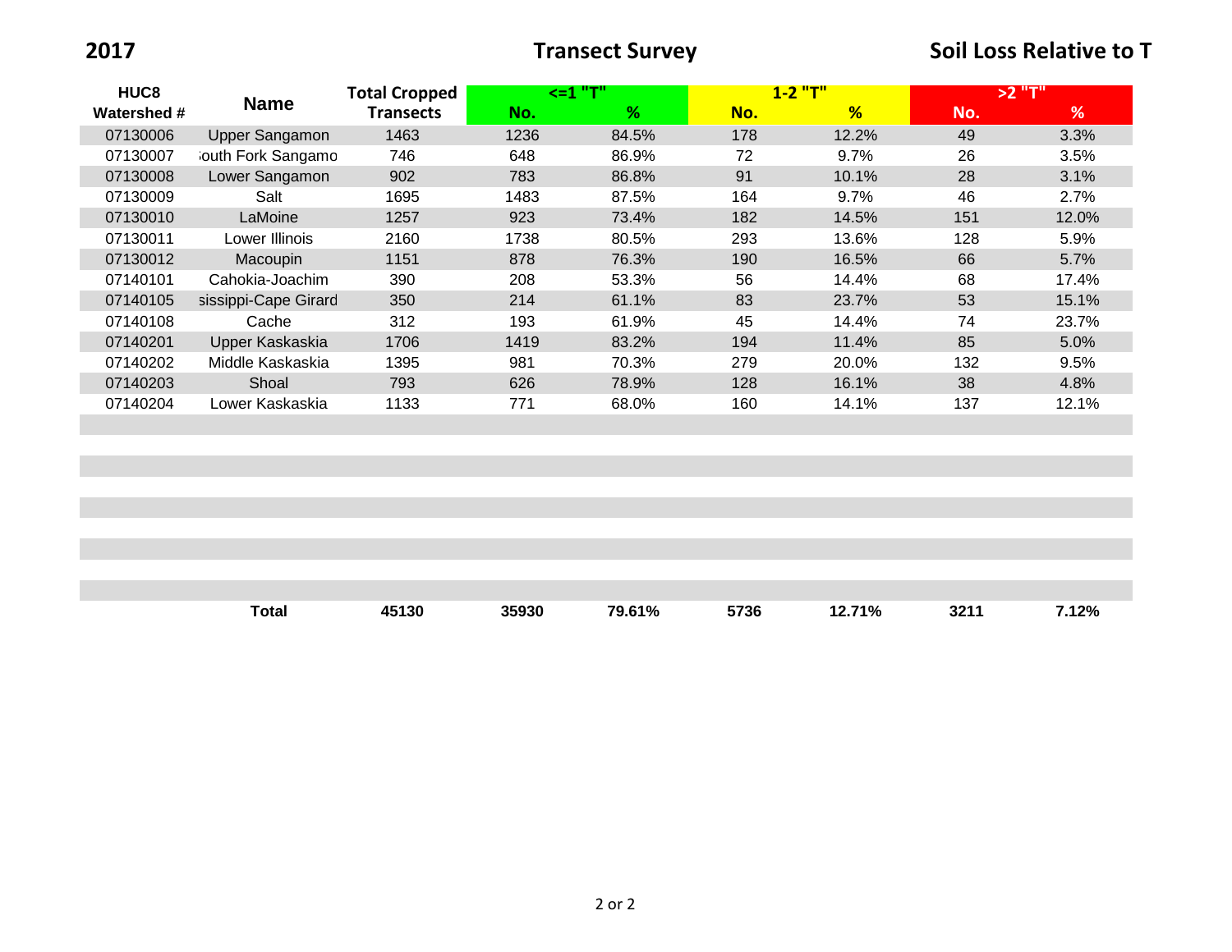**2017** **Transect Survey** **Soil Loss Relative to T**

| HUC8 Watershed # | Name | Total Cropped Transects | <=1 "T" | | 1-2 "T" | | >2 "T" | |
|---|---|---|---|---|---|---|---|---|
| | | | No. | % | No. | % | No. | % |
| 07130006 | Upper Sangamon | 1463 | 1236 | 84.5% | 178 | 12.2% | 49 | 3.3% |
| 07130007 | South Fork Sangamo | 746 | 648 | 86.9% | 72 | 9.7% | 26 | 3.5% |
| 07130008 | Lower Sangamon | 902 | 783 | 86.8% | 91 | 10.1% | 28 | 3.1% |
| 07130009 | Salt | 1695 | 1483 | 87.5% | 164 | 9.7% | 46 | 2.7% |
| 07130010 | LaMoine | 1257 | 923 | 73.4% | 182 | 14.5% | 151 | 12.0% |
| 07130011 | Lower Illinois | 2160 | 1738 | 80.5% | 293 | 13.6% | 128 | 5.9% |
| 07130012 | Macoupin | 1151 | 878 | 76.3% | 190 | 16.5% | 66 | 5.7% |
| 07140101 | Cahokia-Joachim | 390 | 208 | 53.3% | 56 | 14.4% | 68 | 17.4% |
| 07140105 | Mississippi-Cape Girard | 350 | 214 | 61.1% | 83 | 23.7% | 53 | 15.1% |
| 07140108 | Cache | 312 | 193 | 61.9% | 45 | 14.4% | 74 | 23.7% |
| 07140201 | Upper Kaskaskia | 1706 | 1419 | 83.2% | 194 | 11.4% | 85 | 5.0% |
| 07140202 | Middle Kaskaskia | 1395 | 981 | 70.3% | 279 | 20.0% | 132 | 9.5% |
| 07140203 | Shoal | 793 | 626 | 78.9% | 128 | 16.1% | 38 | 4.8% |
| 07140204 | Lower Kaskaskia | 1133 | 771 | 68.0% | 160 | 14.1% | 137 | 12.1% |
| | **Total** | **45130** | **35930** | **79.61%** | **5736** | **12.71%** | **3211** | **7.12%** |